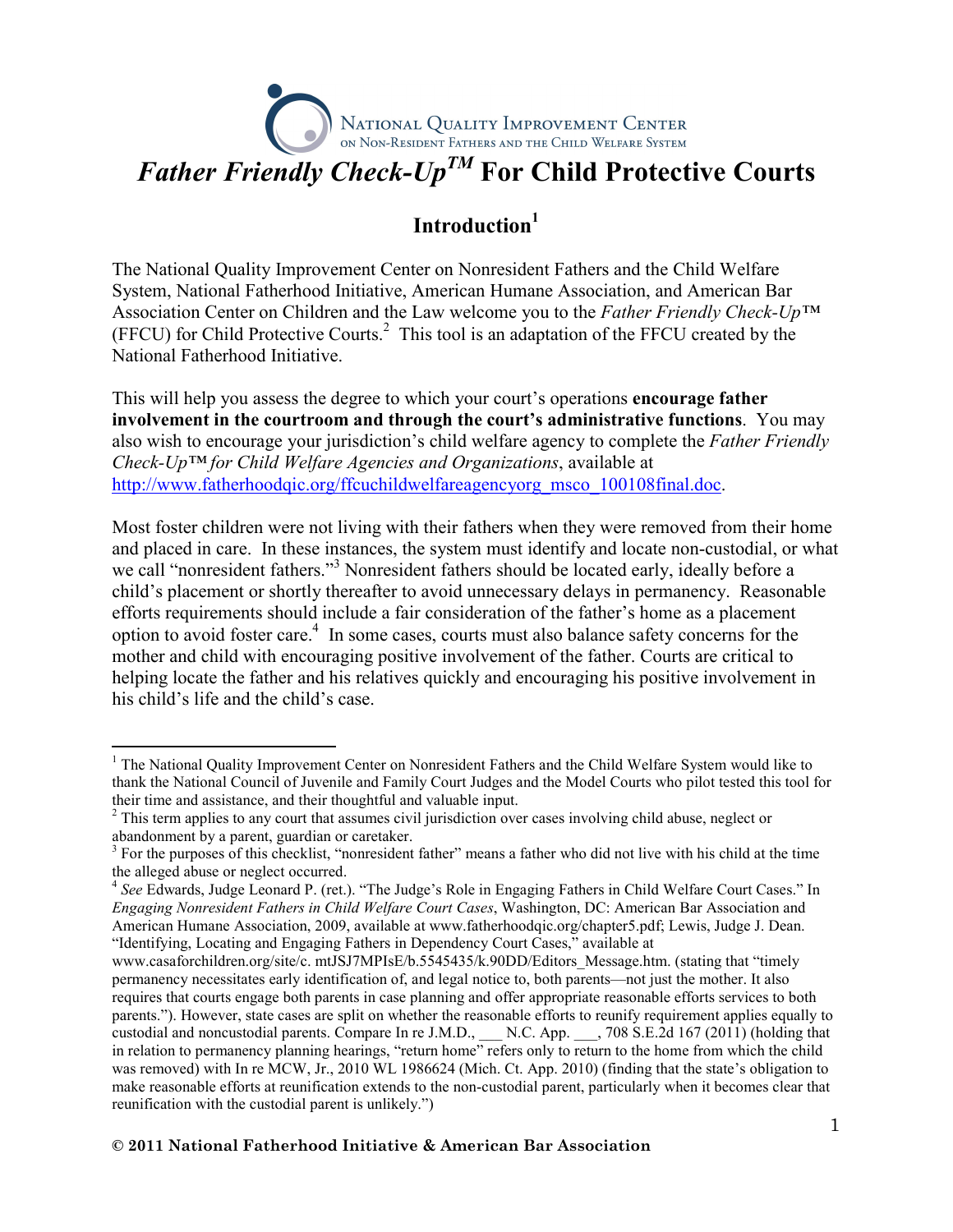NATIONAL QUALITY IMPROVEMENT CENTER ON NON-RESIDENT FATHERS AND THE CHILD WELFARE SYSTEM

# *Father Friendly Check-Up™* For Child Protective Courts

## Introduction[1]

The National Quality Improvement Center on Nonresident Fathers and the Child Welfare System, National Fatherhood Initiative, American Humane Association, and American Bar Association Center on Children and the Law welcome you to the *Father Friendly Check-Up™* (FFCU) for Child Protective Courts.[2] This tool is an adaptation of the FFCU created by the National Fatherhood Initiative.

This will help you assess the degree to which your court's operations **encourage father involvement in the courtroom and through the court's administrative functions**. You may also wish to encourage your jurisdiction's child welfare agency to complete the *Father Friendly Check-Up™ for Child Welfare Agencies and Organizations*, available at http://www.fatherhoodqic.org/ffcuchildwelfareagencyorg_msco_100108final.doc.

Most foster children were not living with their fathers when they were removed from their home and placed in care. In these instances, the system must identify and locate non-custodial, or what we call "nonresident fathers."[3] Nonresident fathers should be located early, ideally before a child's placement or shortly thereafter to avoid unnecessary delays in permanency. Reasonable efforts requirements should include a fair consideration of the father's home as a placement option to avoid foster care.[4] In some cases, courts must also balance safety concerns for the mother and child with encouraging positive involvement of the father. Courts are critical to helping locate the father and his relatives quickly and encouraging his positive involvement in his child's life and the child's case.

---

[1] The National Quality Improvement Center on Nonresident Fathers and the Child Welfare System would like to thank the National Council of Juvenile and Family Court Judges and the Model Courts who pilot tested this tool for their time and assistance, and their thoughtful and valuable input.

[2] This term applies to any court that assumes civil jurisdiction over cases involving child abuse, neglect or abandonment by a parent, guardian or caretaker.

[3] For the purposes of this checklist, "nonresident father" means a father who did not live with his child at the time the alleged abuse or neglect occurred.

[4] *See* Edwards, Judge Leonard P. (ret.). "The Judge's Role in Engaging Fathers in Child Welfare Court Cases." In *Engaging Nonresident Fathers in Child Welfare Court Cases*, Washington, DC: American Bar Association and American Humane Association, 2009, available at www.fatherhoodqic.org/chapter5.pdf; Lewis, Judge J. Dean. "Identifying, Locating and Engaging Fathers in Dependency Court Cases," available at www.casaforchildren.org/site/c. mtJSJ7MPIsE/b.5545435/k.90DD/Editors_Message.htm. (stating that "timely permanency necessitates early identification of, and legal notice to, both parents—not just the mother. It also requires that courts engage both parents in case planning and offer appropriate reasonable efforts services to both parents."). However, state cases are split on whether the reasonable efforts to reunify requirement applies equally to custodial and noncustodial parents. Compare In re J.M.D., ___ N.C. App. ___, 708 S.E.2d 167 (2011) (holding that in relation to permanency planning hearings, "return home" refers only to return to the home from which the child was removed) with In re MCW, Jr., 2010 WL 1986624 (Mich. Ct. App. 2010) (finding that the state's obligation to make reasonable efforts at reunification extends to the non-custodial parent, particularly when it becomes clear that reunification with the custodial parent is unlikely.")

**© 2011 National Fatherhood Initiative & American Bar Association**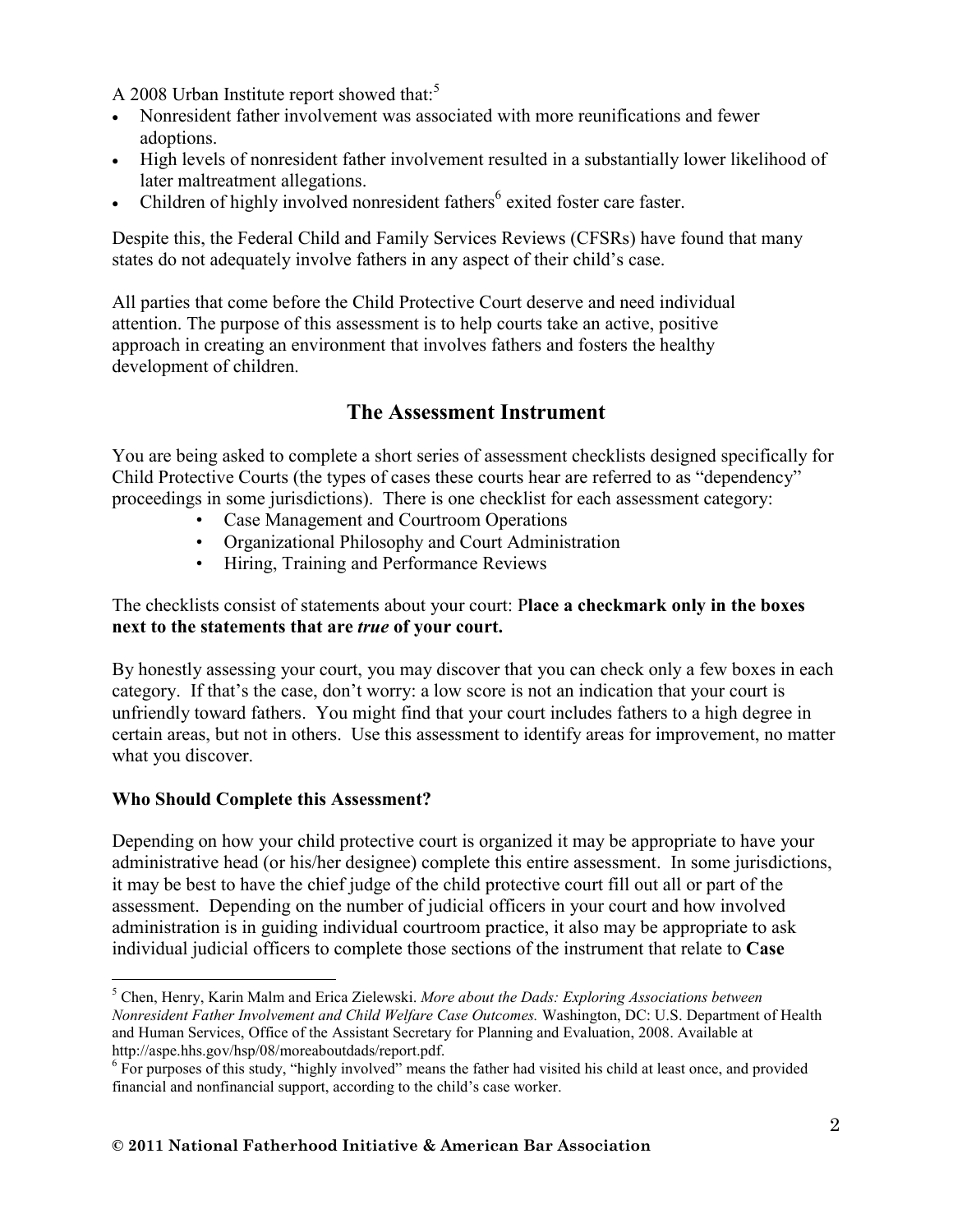A 2008 Urban Institute report showed that:[5]

- Nonresident father involvement was associated with more reunifications and fewer adoptions.
- High levels of nonresident father involvement resulted in a substantially lower likelihood of later maltreatment allegations.
- Children of highly involved nonresident fathers[6] exited foster care faster.

Despite this, the Federal Child and Family Services Reviews (CFSRs) have found that many states do not adequately involve fathers in any aspect of their child's case.

All parties that come before the Child Protective Court deserve and need individual attention. The purpose of this assessment is to help courts take an active, positive approach in creating an environment that involves fathers and fosters the healthy development of children.

## The Assessment Instrument

You are being asked to complete a short series of assessment checklists designed specifically for Child Protective Courts (the types of cases these courts hear are referred to as "dependency" proceedings in some jurisdictions). There is one checklist for each assessment category:

- Case Management and Courtroom Operations
- Organizational Philosophy and Court Administration
- Hiring, Training and Performance Reviews

The checklists consist of statements about your court: P**lace a checkmark only in the boxes next to the statements that are *true* of your court.**

By honestly assessing your court, you may discover that you can check only a few boxes in each category. If that's the case, don't worry: a low score is not an indication that your court is unfriendly toward fathers. You might find that your court includes fathers to a high degree in certain areas, but not in others. Use this assessment to identify areas for improvement, no matter what you discover.

### Who Should Complete this Assessment?

Depending on how your child protective court is organized it may be appropriate to have your administrative head (or his/her designee) complete this entire assessment. In some jurisdictions, it may be best to have the chief judge of the child protective court fill out all or part of the assessment. Depending on the number of judicial officers in your court and how involved administration is in guiding individual courtroom practice, it also may be appropriate to ask individual judicial officers to complete those sections of the instrument that relate to **Case**

---

[5] Chen, Henry, Karin Malm and Erica Zielewski. *More about the Dads: Exploring Associations between Nonresident Father Involvement and Child Welfare Case Outcomes.* Washington, DC: U.S. Department of Health and Human Services, Office of the Assistant Secretary for Planning and Evaluation, 2008. Available at http://aspe.hhs.gov/hsp/08/moreaboutdads/report.pdf.

[6] For purposes of this study, "highly involved" means the father had visited his child at least once, and provided financial and nonfinancial support, according to the child's case worker.

**© 2011 National Fatherhood Initiative & American Bar Association**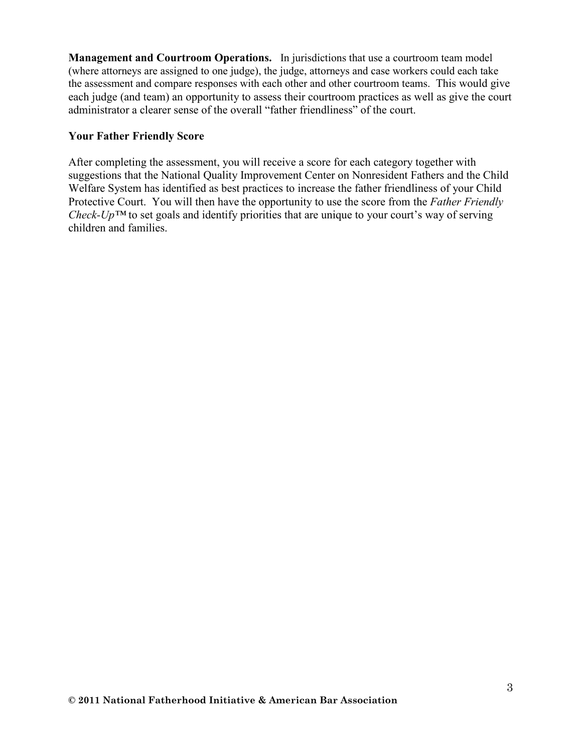**Management and Courtroom Operations.** In jurisdictions that use a courtroom team model (where attorneys are assigned to one judge), the judge, attorneys and case workers could each take the assessment and compare responses with each other and other courtroom teams. This would give each judge (and team) an opportunity to assess their courtroom practices as well as give the court administrator a clearer sense of the overall "father friendliness" of the court.

**Your Father Friendly Score**

After completing the assessment, you will receive a score for each category together with suggestions that the National Quality Improvement Center on Nonresident Fathers and the Child Welfare System has identified as best practices to increase the father friendliness of your Child Protective Court. You will then have the opportunity to use the score from the *Father Friendly Check-Up™* to set goals and identify priorities that are unique to your court's way of serving children and families.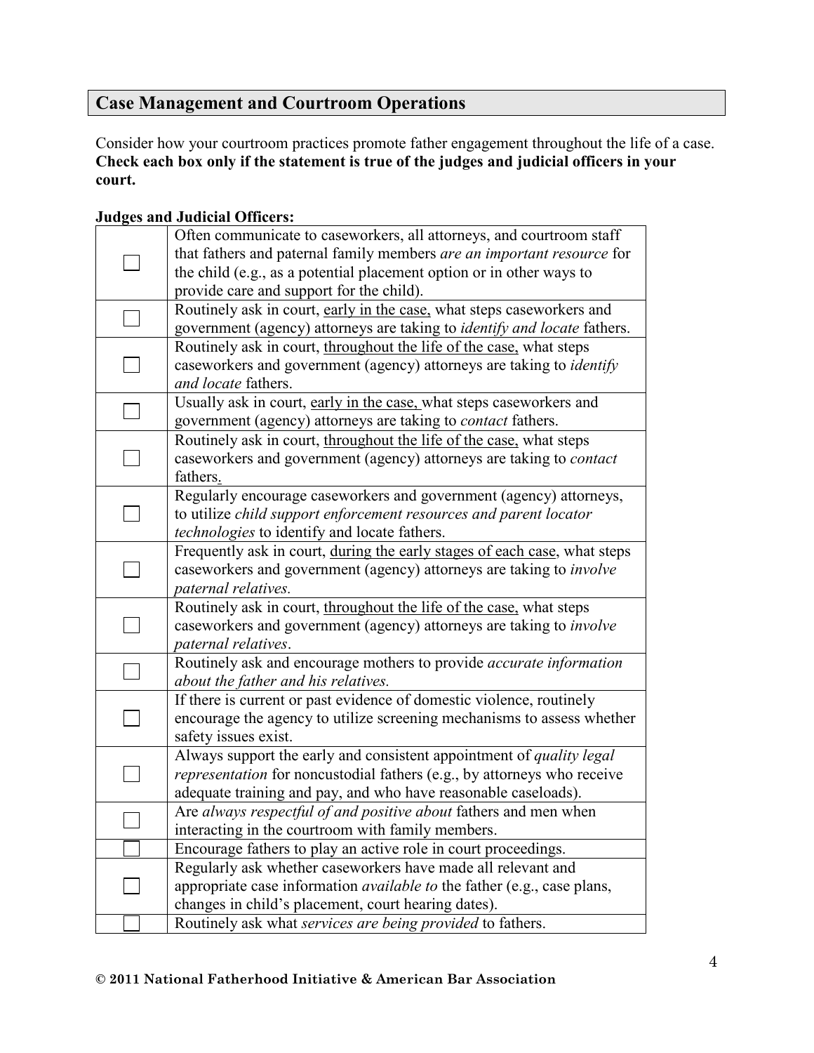## Case Management and Courtroom Operations

Consider how your courtroom practices promote father engagement throughout the life of a case. **Check each box only if the statement is true of the judges and judicial officers in your court.**

**Judges and Judicial Officers:**

| | |
|---|---|
| ☐ | Often communicate to caseworkers, all attorneys, and courtroom staff that fathers and paternal family members *are an important resource* for the child (e.g., as a potential placement option or in other ways to provide care and support for the child). |
| ☐ | Routinely ask in court, <u>early in the case,</u> what steps caseworkers and government (agency) attorneys are taking to *identify and locate* fathers. |
| ☐ | Routinely ask in court, <u>throughout the life of the case,</u> what steps caseworkers and government (agency) attorneys are taking to *identify and locate* fathers. |
| ☐ | Usually ask in court, <u>early in the case,</u> what steps caseworkers and government (agency) attorneys are taking to *contact* fathers. |
| ☐ | Routinely ask in court, <u>throughout the life of the case,</u> what steps caseworkers and government (agency) attorneys are taking to *contact* fathers. |
| ☐ | Regularly encourage caseworkers and government (agency) attorneys, to utilize *child support enforcement resources and parent locator technologies* to identify and locate fathers. |
| ☐ | Frequently ask in court, <u>during the early stages of each case</u>, what steps caseworkers and government (agency) attorneys are taking to *involve paternal relatives.* |
| ☐ | Routinely ask in court, <u>throughout the life of the case,</u> what steps caseworkers and government (agency) attorneys are taking to *involve paternal relatives*. |
| ☐ | Routinely ask and encourage mothers to provide *accurate information about the father and his relatives.* |
| ☐ | If there is current or past evidence of domestic violence, routinely encourage the agency to utilize screening mechanisms to assess whether safety issues exist. |
| ☐ | Always support the early and consistent appointment of *quality legal representation* for noncustodial fathers (e.g., by attorneys who receive adequate training and pay, and who have reasonable caseloads). |
| ☐ | Are *always respectful of and positive about* fathers and men when interacting in the courtroom with family members. |
| ☐ | Encourage fathers to play an active role in court proceedings. |
| ☐ | Regularly ask whether caseworkers have made all relevant and appropriate case information *available to* the father (e.g., case plans, changes in child's placement, court hearing dates). |
| ☐ | Routinely ask what *services are being provided* to fathers. |

**© 2011 National Fatherhood Initiative & American Bar Association**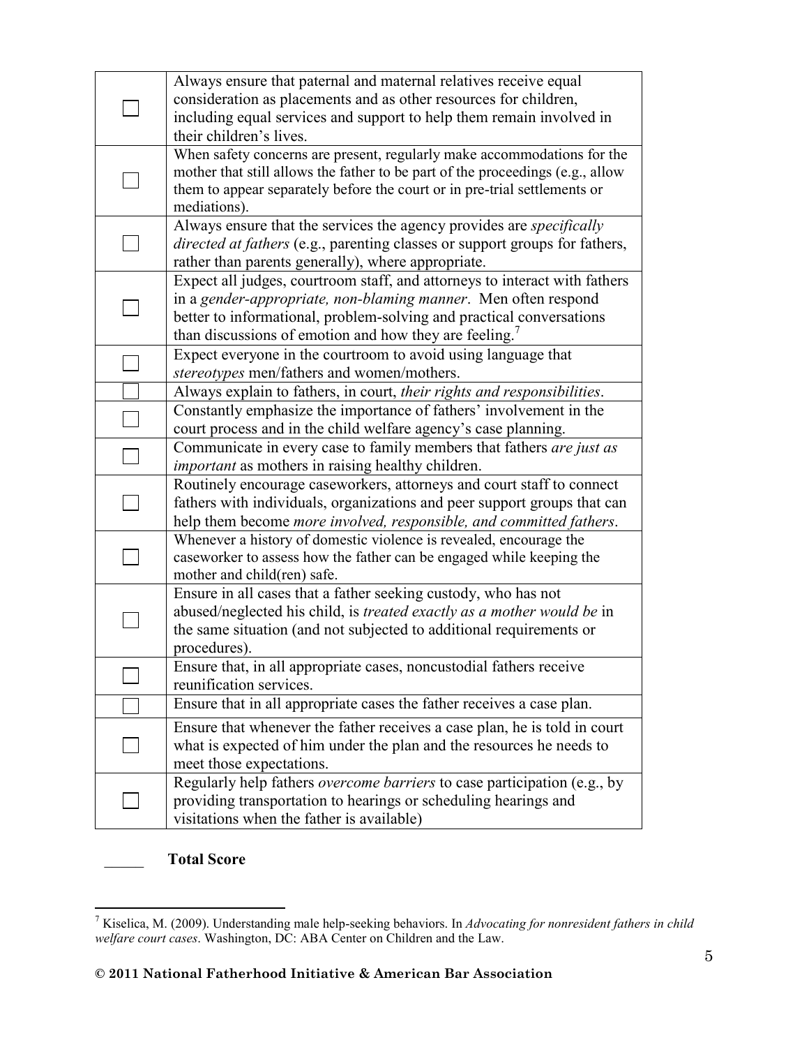| | |
|---|---|
| ☐ | Always ensure that paternal and maternal relatives receive equal consideration as placements and as other resources for children, including equal services and support to help them remain involved in their children's lives. |
| ☐ | When safety concerns are present, regularly make accommodations for the mother that still allows the father to be part of the proceedings (e.g., allow them to appear separately before the court or in pre-trial settlements or mediations). |
| ☐ | Always ensure that the services the agency provides are *specifically directed at fathers* (e.g., parenting classes or support groups for fathers, rather than parents generally), where appropriate. |
| ☐ | Expect all judges, courtroom staff, and attorneys to interact with fathers in a *gender-appropriate, non-blaming manner*. Men often respond better to informational, problem-solving and practical conversations than discussions of emotion and how they are feeling.[7] |
| ☐ | Expect everyone in the courtroom to avoid using language that *stereotypes* men/fathers and women/mothers. |
| ☐ | Always explain to fathers, in court, *their rights and responsibilities*. |
| ☐ | Constantly emphasize the importance of fathers' involvement in the court process and in the child welfare agency's case planning. |
| ☐ | Communicate in every case to family members that fathers *are just as important* as mothers in raising healthy children. |
| ☐ | Routinely encourage caseworkers, attorneys and court staff to connect fathers with individuals, organizations and peer support groups that can help them become *more involved, responsible, and committed fathers*. |
| ☐ | Whenever a history of domestic violence is revealed, encourage the caseworker to assess how the father can be engaged while keeping the mother and child(ren) safe. |
| ☐ | Ensure in all cases that a father seeking custody, who has not abused/neglected his child, is *treated exactly as a mother would be* in the same situation (and not subjected to additional requirements or procedures). |
| ☐ | Ensure that, in all appropriate cases, noncustodial fathers receive reunification services. |
| ☐ | Ensure that in all appropriate cases the father receives a case plan. |
| ☐ | Ensure that whenever the father receives a case plan, he is told in court what is expected of him under the plan and the resources he needs to meet those expectations. |
| ☐ | Regularly help fathers *overcome barriers* to case participation (e.g., by providing transportation to hearings or scheduling hearings and visitations when the father is available) |

_____ **Total Score**

[7] Kiselica, M. (2009). Understanding male help-seeking behaviors. In *Advocating for nonresident fathers in child welfare court cases*. Washington, DC: ABA Center on Children and the Law.

**© 2011 National Fatherhood Initiative & American Bar Association**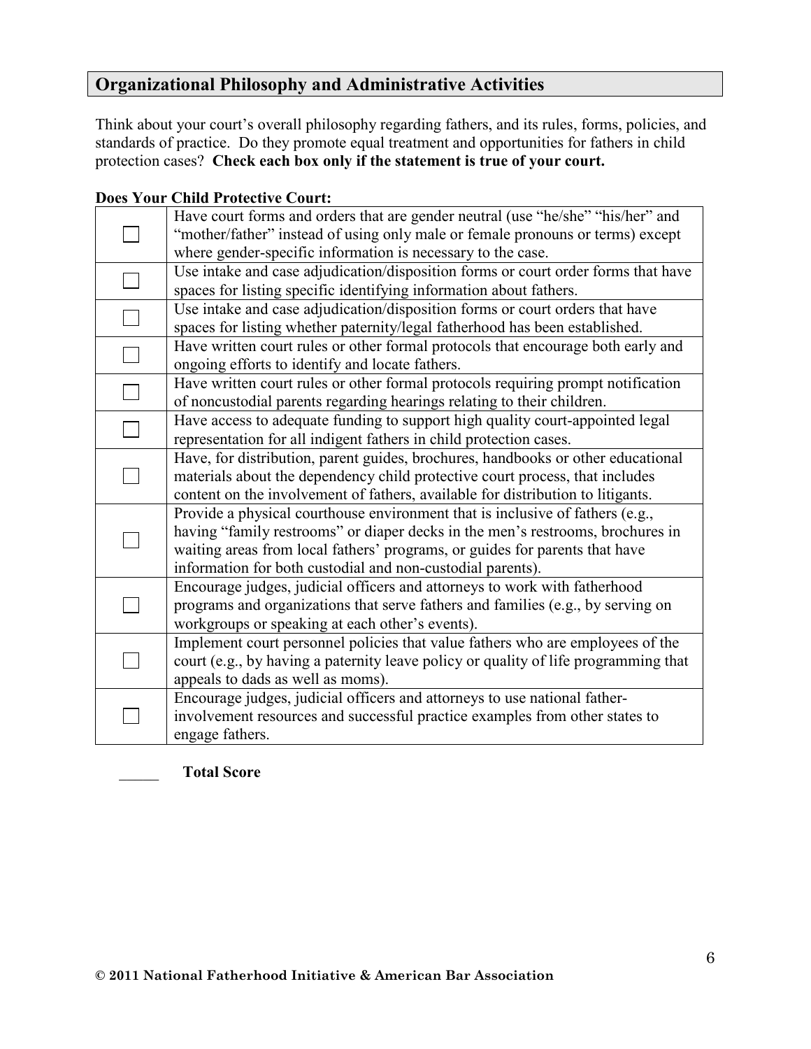## Organizational Philosophy and Administrative Activities

Think about your court's overall philosophy regarding fathers, and its rules, forms, policies, and standards of practice. Do they promote equal treatment and opportunities for fathers in child protection cases? **Check each box only if the statement is true of your court.**

**Does Your Child Protective Court:**

| | |
|---|---|
| ☐ | Have court forms and orders that are gender neutral (use "he/she" "his/her" and "mother/father" instead of using only male or female pronouns or terms) except where gender-specific information is necessary to the case. |
| ☐ | Use intake and case adjudication/disposition forms or court order forms that have spaces for listing specific identifying information about fathers. |
| ☐ | Use intake and case adjudication/disposition forms or court orders that have spaces for listing whether paternity/legal fatherhood has been established. |
| ☐ | Have written court rules or other formal protocols that encourage both early and ongoing efforts to identify and locate fathers. |
| ☐ | Have written court rules or other formal protocols requiring prompt notification of noncustodial parents regarding hearings relating to their children. |
| ☐ | Have access to adequate funding to support high quality court-appointed legal representation for all indigent fathers in child protection cases. |
| ☐ | Have, for distribution, parent guides, brochures, handbooks or other educational materials about the dependency child protective court process, that includes content on the involvement of fathers, available for distribution to litigants. |
| ☐ | Provide a physical courthouse environment that is inclusive of fathers (e.g., having "family restrooms" or diaper decks in the men's restrooms, brochures in waiting areas from local fathers' programs, or guides for parents that have information for both custodial and non-custodial parents). |
| ☐ | Encourage judges, judicial officers and attorneys to work with fatherhood programs and organizations that serve fathers and families (e.g., by serving on workgroups or speaking at each other's events). |
| ☐ | Implement court personnel policies that value fathers who are employees of the court (e.g., by having a paternity leave policy or quality of life programming that appeals to dads as well as moms). |
| ☐ | Encourage judges, judicial officers and attorneys to use national father-involvement resources and successful practice examples from other states to engage fathers. |

_____ **Total Score**

**© 2011 National Fatherhood Initiative & American Bar Association**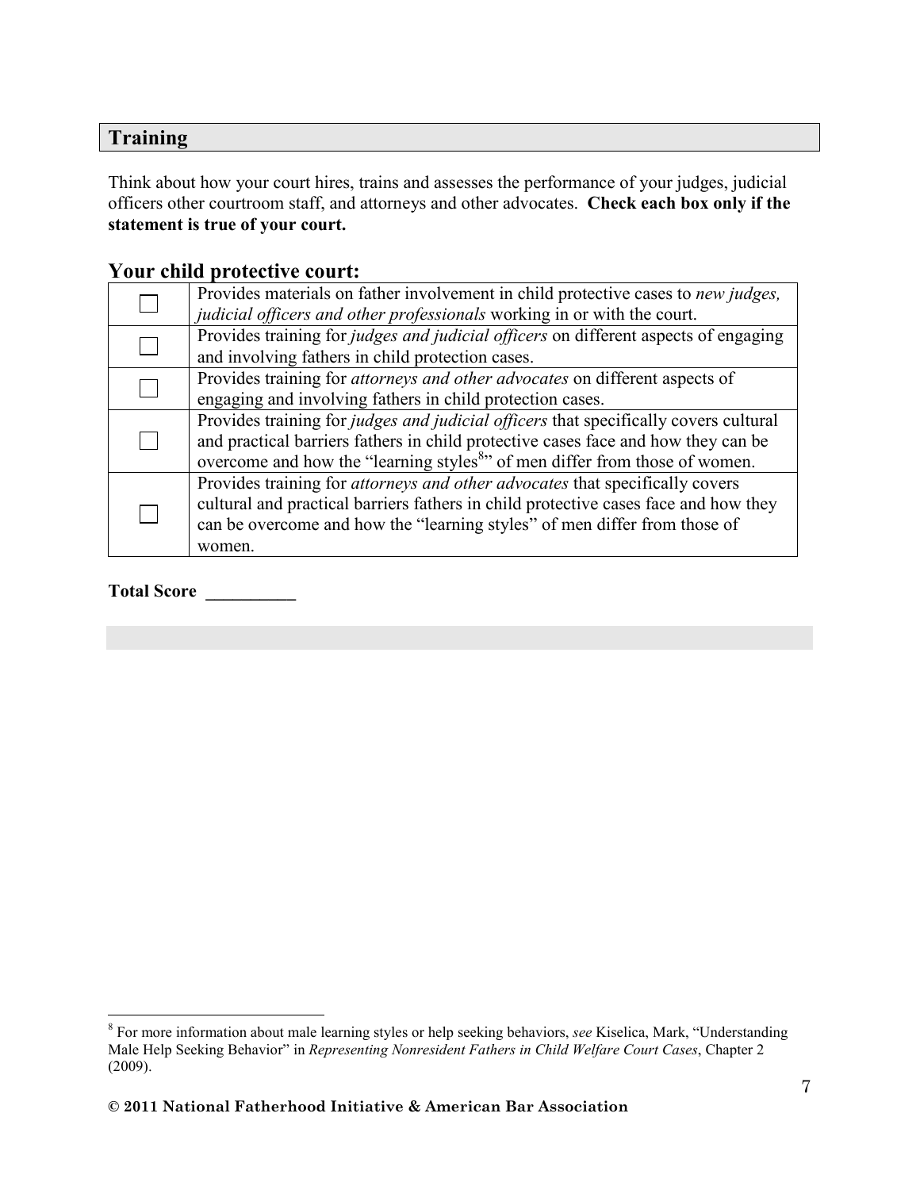## Training

Think about how your court hires, trains and assesses the performance of your judges, judicial officers other courtroom staff, and attorneys and other advocates. **Check each box only if the statement is true of your court.**

### Your child protective court:

| | |
|---|---|
| ☐ | Provides materials on father involvement in child protective cases to *new judges, judicial officers and other professionals* working in or with the court. |
| ☐ | Provides training for *judges and judicial officers* on different aspects of engaging and involving fathers in child protection cases. |
| ☐ | Provides training for *attorneys and other advocates* on different aspects of engaging and involving fathers in child protection cases. |
| ☐ | Provides training for *judges and judicial officers* that specifically covers cultural and practical barriers fathers in child protective cases face and how they can be overcome and how the "learning styles[8]" of men differ from those of women. |
| ☐ | Provides training for *attorneys and other advocates* that specifically covers cultural and practical barriers fathers in child protective cases face and how they can be overcome and how the "learning styles" of men differ from those of women. |

**Total Score __________**

[8] For more information about male learning styles or help seeking behaviors, *see* Kiselica, Mark, "Understanding Male Help Seeking Behavior" in *Representing Nonresident Fathers in Child Welfare Court Cases*, Chapter 2 (2009).

**© 2011 National Fatherhood Initiative & American Bar Association**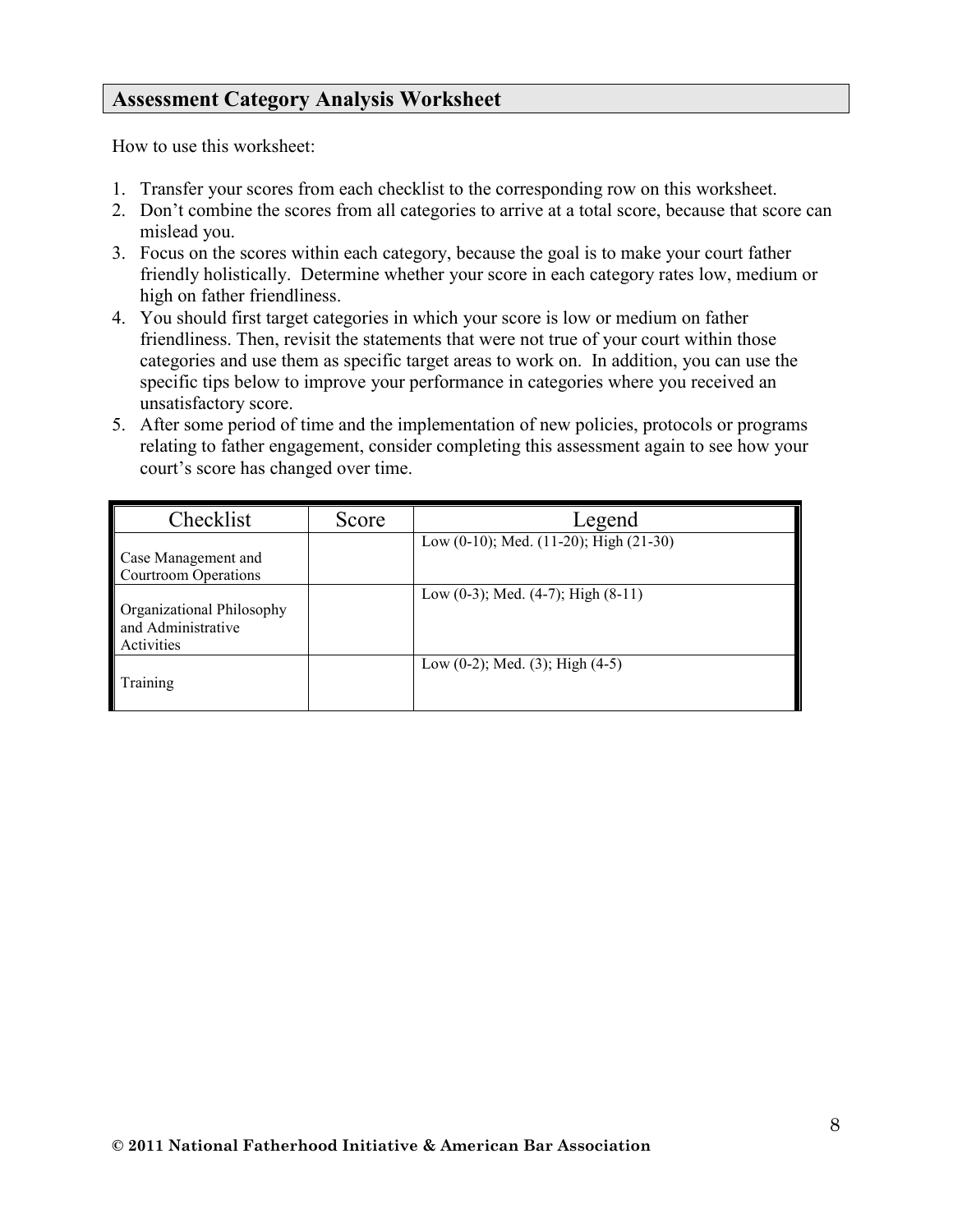## Assessment Category Analysis Worksheet

How to use this worksheet:

1. Transfer your scores from each checklist to the corresponding row on this worksheet.
2. Don't combine the scores from all categories to arrive at a total score, because that score can mislead you.
3. Focus on the scores within each category, because the goal is to make your court father friendly holistically. Determine whether your score in each category rates low, medium or high on father friendliness.
4. You should first target categories in which your score is low or medium on father friendliness. Then, revisit the statements that were not true of your court within those categories and use them as specific target areas to work on. In addition, you can use the specific tips below to improve your performance in categories where you received an unsatisfactory score.
5. After some period of time and the implementation of new policies, protocols or programs relating to father engagement, consider completing this assessment again to see how your court's score has changed over time.

| Checklist | Score | Legend |
|---|---|---|
| Case Management and Courtroom Operations | | Low (0-10); Med. (11-20); High (21-30) |
| Organizational Philosophy and Administrative Activities | | Low (0-3); Med. (4-7); High (8-11) |
| Training | | Low (0-2); Med. (3); High (4-5) |

**© 2011 National Fatherhood Initiative & American Bar Association**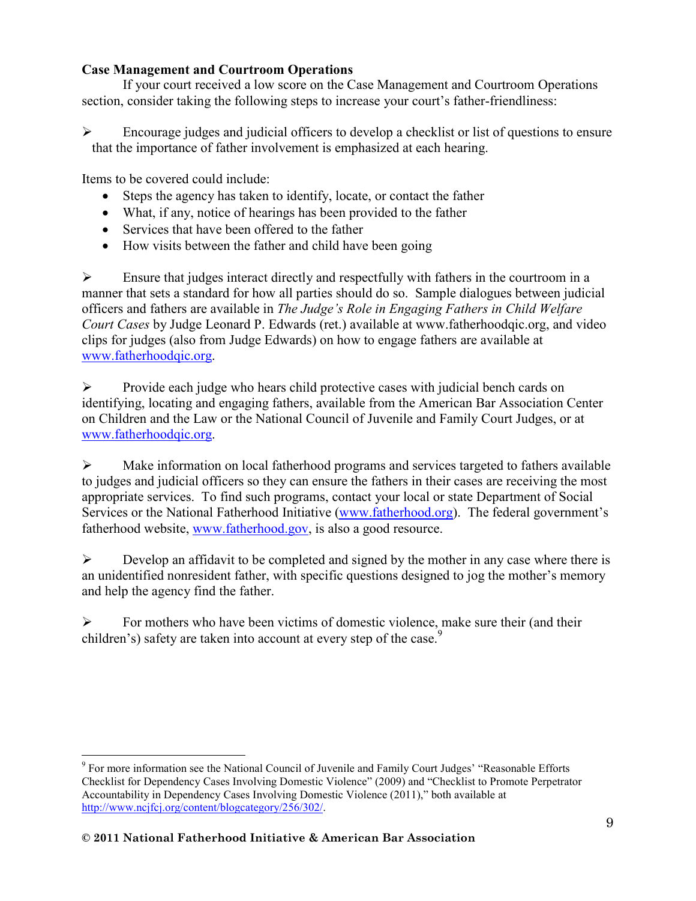**Case Management and Courtroom Operations**

If your court received a low score on the Case Management and Courtroom Operations section, consider taking the following steps to increase your court's father-friendliness:

- Encourage judges and judicial officers to develop a checklist or list of questions to ensure that the importance of father involvement is emphasized at each hearing.

Items to be covered could include:

- Steps the agency has taken to identify, locate, or contact the father
- What, if any, notice of hearings has been provided to the father
- Services that have been offered to the father
- How visits between the father and child have been going

- Ensure that judges interact directly and respectfully with fathers in the courtroom in a manner that sets a standard for how all parties should do so. Sample dialogues between judicial officers and fathers are available in *The Judge's Role in Engaging Fathers in Child Welfare Court Cases* by Judge Leonard P. Edwards (ret.) available at www.fatherhoodqic.org, and video clips for judges (also from Judge Edwards) on how to engage fathers are available at www.fatherhoodqic.org.

- Provide each judge who hears child protective cases with judicial bench cards on identifying, locating and engaging fathers, available from the American Bar Association Center on Children and the Law or the National Council of Juvenile and Family Court Judges, or at www.fatherhoodqic.org.

- Make information on local fatherhood programs and services targeted to fathers available to judges and judicial officers so they can ensure the fathers in their cases are receiving the most appropriate services. To find such programs, contact your local or state Department of Social Services or the National Fatherhood Initiative (www.fatherhood.org). The federal government's fatherhood website, www.fatherhood.gov, is also a good resource.

- Develop an affidavit to be completed and signed by the mother in any case where there is an unidentified nonresident father, with specific questions designed to jog the mother's memory and help the agency find the father.

- For mothers who have been victims of domestic violence, make sure their (and their children's) safety are taken into account at every step of the case.[9]

---

[9] For more information see the National Council of Juvenile and Family Court Judges' "Reasonable Efforts Checklist for Dependency Cases Involving Domestic Violence" (2009) and "Checklist to Promote Perpetrator Accountability in Dependency Cases Involving Domestic Violence (2011)," both available at http://www.ncjfcj.org/content/blogcategory/256/302/.

**© 2011 National Fatherhood Initiative & American Bar Association**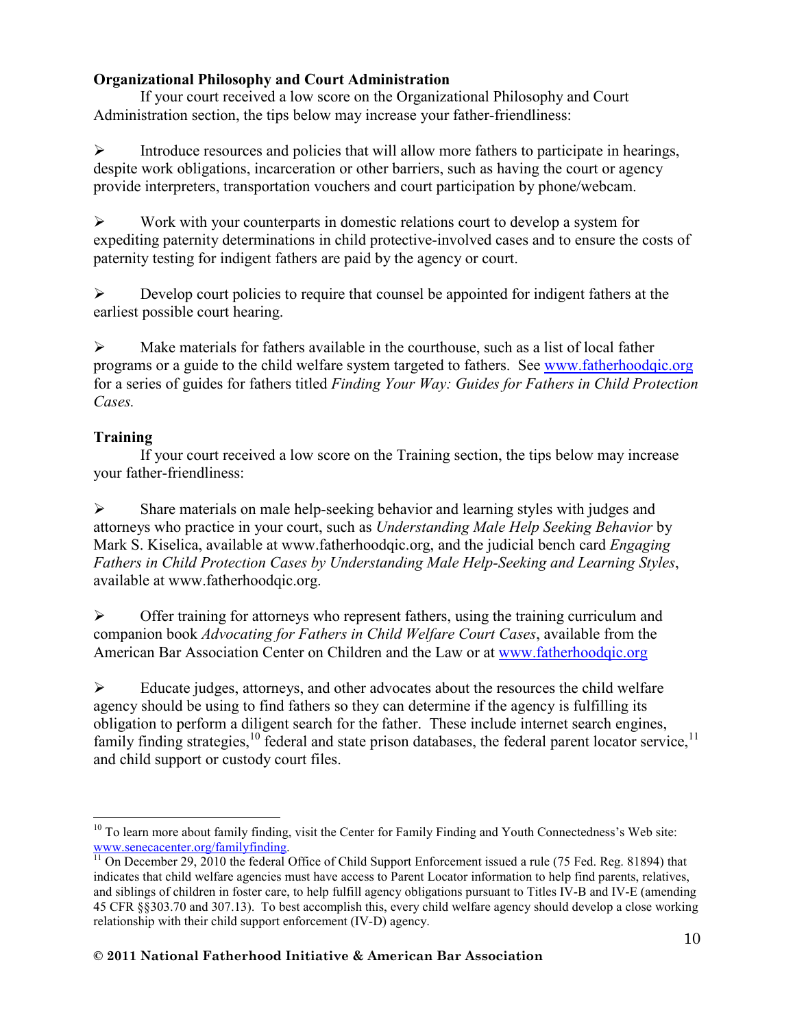**Organizational Philosophy and Court Administration**

If your court received a low score on the Organizational Philosophy and Court Administration section, the tips below may increase your father-friendliness:

- Introduce resources and policies that will allow more fathers to participate in hearings, despite work obligations, incarceration or other barriers, such as having the court or agency provide interpreters, transportation vouchers and court participation by phone/webcam.

- Work with your counterparts in domestic relations court to develop a system for expediting paternity determinations in child protective-involved cases and to ensure the costs of paternity testing for indigent fathers are paid by the agency or court.

- Develop court policies to require that counsel be appointed for indigent fathers at the earliest possible court hearing.

- Make materials for fathers available in the courthouse, such as a list of local father programs or a guide to the child welfare system targeted to fathers. See www.fatherhoodqic.org for a series of guides for fathers titled *Finding Your Way: Guides for Fathers in Child Protection Cases.*

**Training**

If your court received a low score on the Training section, the tips below may increase your father-friendliness:

- Share materials on male help-seeking behavior and learning styles with judges and attorneys who practice in your court, such as *Understanding Male Help Seeking Behavior* by Mark S. Kiselica, available at www.fatherhoodqic.org, and the judicial bench card *Engaging Fathers in Child Protection Cases by Understanding Male Help-Seeking and Learning Styles*, available at www.fatherhoodqic.org.

- Offer training for attorneys who represent fathers, using the training curriculum and companion book *Advocating for Fathers in Child Welfare Court Cases*, available from the American Bar Association Center on Children and the Law or at www.fatherhoodqic.org

- Educate judges, attorneys, and other advocates about the resources the child welfare agency should be using to find fathers so they can determine if the agency is fulfilling its obligation to perform a diligent search for the father. These include internet search engines, family finding strategies,[10] federal and state prison databases, the federal parent locator service,[11] and child support or custody court files.

---

[10] To learn more about family finding, visit the Center for Family Finding and Youth Connectedness's Web site: www.senecacenter.org/familyfinding.

[11] On December 29, 2010 the federal Office of Child Support Enforcement issued a rule (75 Fed. Reg. 81894) that indicates that child welfare agencies must have access to Parent Locator information to help find parents, relatives, and siblings of children in foster care, to help fulfill agency obligations pursuant to Titles IV-B and IV-E (amending 45 CFR §§303.70 and 307.13). To best accomplish this, every child welfare agency should develop a close working relationship with their child support enforcement (IV-D) agency.

**© 2011 National Fatherhood Initiative & American Bar Association**